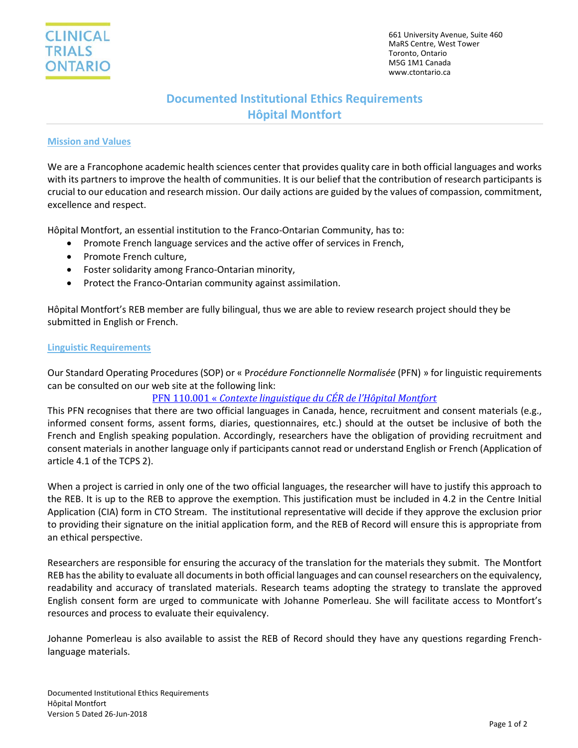CLINICAL TRIALS ONTARIO

661 University Avenue, Suite 460
MaRS Centre, West Tower
Toronto, Ontario
M5G 1M1 Canada
www.ctontario.ca

# Documented Institutional Ethics Requirements
# Hôpital Montfort

## Mission and Values

We are a Francophone academic health sciences center that provides quality care in both official languages and works with its partners to improve the health of communities. It is our belief that the contribution of research participants is crucial to our education and research mission. Our daily actions are guided by the values of compassion, commitment, excellence and respect.

Hôpital Montfort, an essential institution to the Franco-Ontarian Community, has to:

- Promote French language services and the active offer of services in French,
- Promote French culture,
- Foster solidarity among Franco-Ontarian minority,
- Protect the Franco-Ontarian community against assimilation.

Hôpital Montfort's REB member are fully bilingual, thus we are able to review research project should they be submitted in English or French.

## Linguistic Requirements

Our Standard Operating Procedures (SOP) or « P*rocédure Fonctionnelle Normalisée* (PFN) » for linguistic requirements can be consulted on our web site at the following link:

PFN 110.001 « *Contexte linguistique du CÉR de l'Hôpital Montfort*

This PFN recognises that there are two official languages in Canada, hence, recruitment and consent materials (e.g., informed consent forms, assent forms, diaries, questionnaires, etc.) should at the outset be inclusive of both the French and English speaking population. Accordingly, researchers have the obligation of providing recruitment and consent materials in another language only if participants cannot read or understand English or French (Application of article 4.1 of the TCPS 2).

When a project is carried in only one of the two official languages, the researcher will have to justify this approach to the REB. It is up to the REB to approve the exemption. This justification must be included in 4.2 in the Centre Initial Application (CIA) form in CTO Stream. The institutional representative will decide if they approve the exclusion prior to providing their signature on the initial application form, and the REB of Record will ensure this is appropriate from an ethical perspective.

Researchers are responsible for ensuring the accuracy of the translation for the materials they submit. The Montfort REB has the ability to evaluate all documents in both official languages and can counsel researchers on the equivalency, readability and accuracy of translated materials. Research teams adopting the strategy to translate the approved English consent form are urged to communicate with Johanne Pomerleau. She will facilitate access to Montfort's resources and process to evaluate their equivalency.

Johanne Pomerleau is also available to assist the REB of Record should they have any questions regarding French-language materials.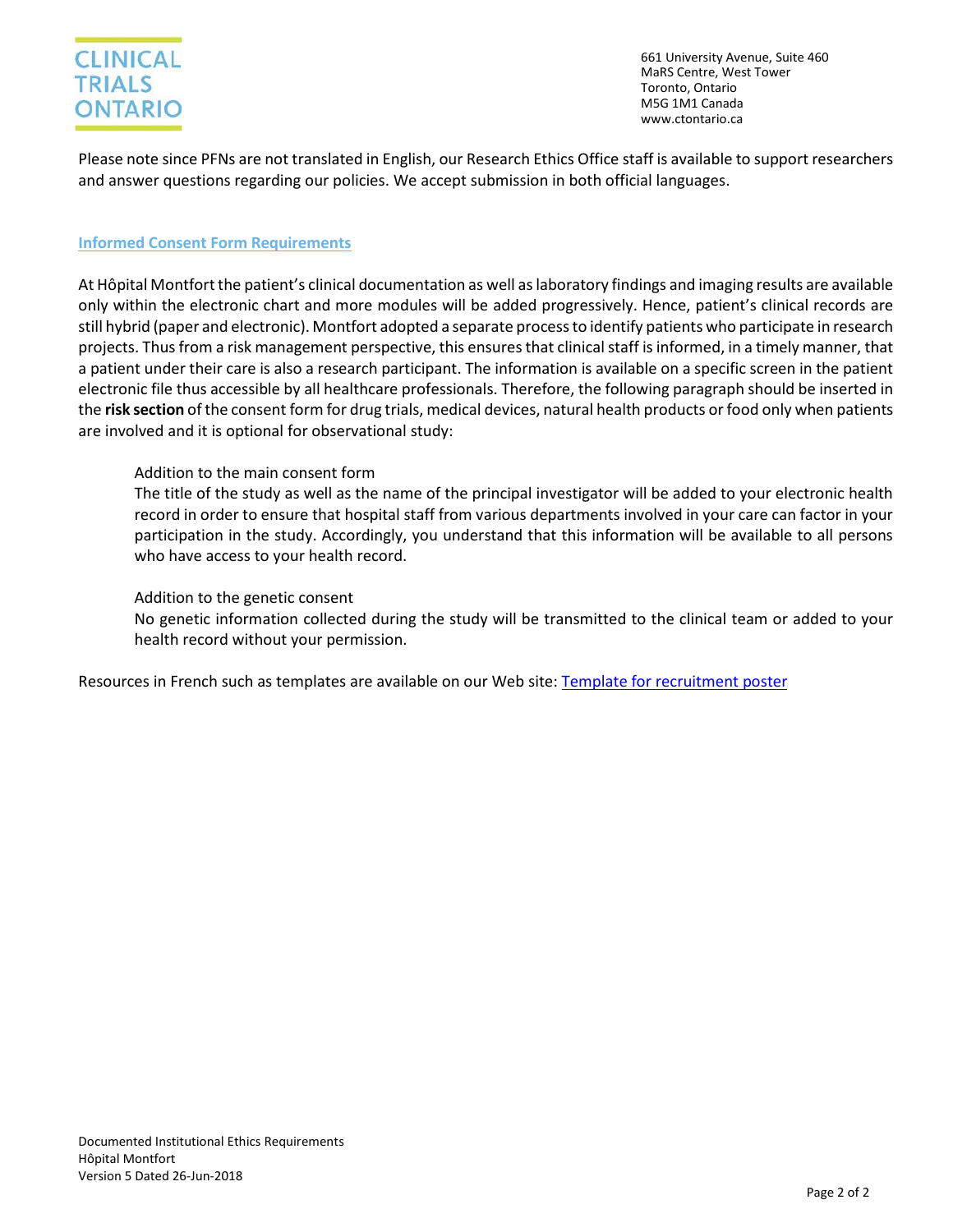Please note since PFNs are not translated in English, our Research Ethics Office staff is available to support researchers and answer questions regarding our policies. We accept submission in both official languages.

## Informed Consent Form Requirements

At Hôpital Montfort the patient's clinical documentation as well as laboratory findings and imaging results are available only within the electronic chart and more modules will be added progressively. Hence, patient's clinical records are still hybrid (paper and electronic). Montfort adopted a separate process to identify patients who participate in research projects. Thus from a risk management perspective, this ensures that clinical staff is informed, in a timely manner, that a patient under their care is also a research participant. The information is available on a specific screen in the patient electronic file thus accessible by all healthcare professionals. Therefore, the following paragraph should be inserted in the **risk section** of the consent form for drug trials, medical devices, natural health products or food only when patients are involved and it is optional for observational study:

> Addition to the main consent form
> The title of the study as well as the name of the principal investigator will be added to your electronic health record in order to ensure that hospital staff from various departments involved in your care can factor in your participation in the study. Accordingly, you understand that this information will be available to all persons who have access to your health record.
>
> Addition to the genetic consent
> No genetic information collected during the study will be transmitted to the clinical team or added to your health record without your permission.

Resources in French such as templates are available on our Web site: Template for recruitment poster

Documented Institutional Ethics Requirements
Hôpital Montfort
Version 5 Dated 26-Jun-2018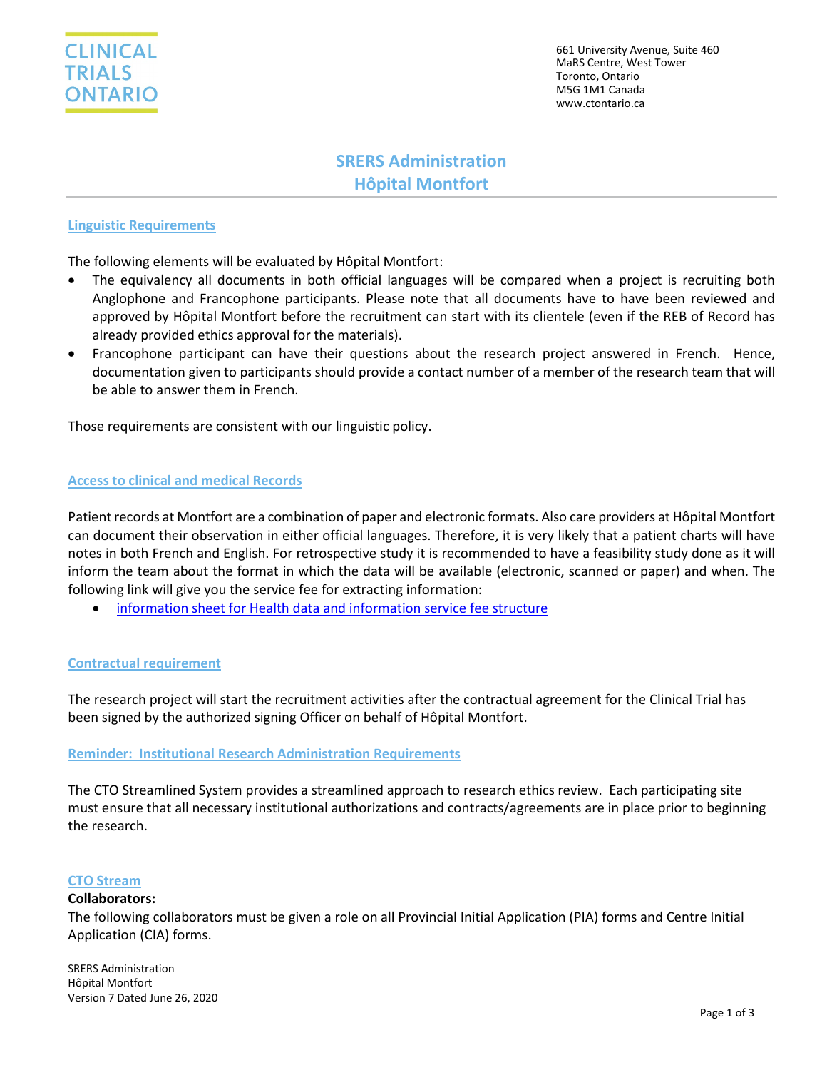# SRERS Administration
# Hôpital Montfort

## Linguistic Requirements

The following elements will be evaluated by Hôpital Montfort:

- The equivalency all documents in both official languages will be compared when a project is recruiting both Anglophone and Francophone participants. Please note that all documents have to have been reviewed and approved by Hôpital Montfort before the recruitment can start with its clientele (even if the REB of Record has already provided ethics approval for the materials).
- Francophone participant can have their questions about the research project answered in French. Hence, documentation given to participants should provide a contact number of a member of the research team that will be able to answer them in French.

Those requirements are consistent with our linguistic policy.

## Access to clinical and medical Records

Patient records at Montfort are a combination of paper and electronic formats. Also care providers at Hôpital Montfort can document their observation in either official languages. Therefore, it is very likely that a patient charts will have notes in both French and English. For retrospective study it is recommended to have a feasibility study done as it will inform the team about the format in which the data will be available (electronic, scanned or paper) and when. The following link will give you the service fee for extracting information:

- information sheet for Health data and information service fee structure

## Contractual requirement

The research project will start the recruitment activities after the contractual agreement for the Clinical Trial has been signed by the authorized signing Officer on behalf of Hôpital Montfort.

## Reminder: Institutional Research Administration Requirements

The CTO Streamlined System provides a streamlined approach to research ethics review. Each participating site must ensure that all necessary institutional authorizations and contracts/agreements are in place prior to beginning the research.

## CTO Stream

**Collaborators:**

The following collaborators must be given a role on all Provincial Initial Application (PIA) forms and Centre Initial Application (CIA) forms.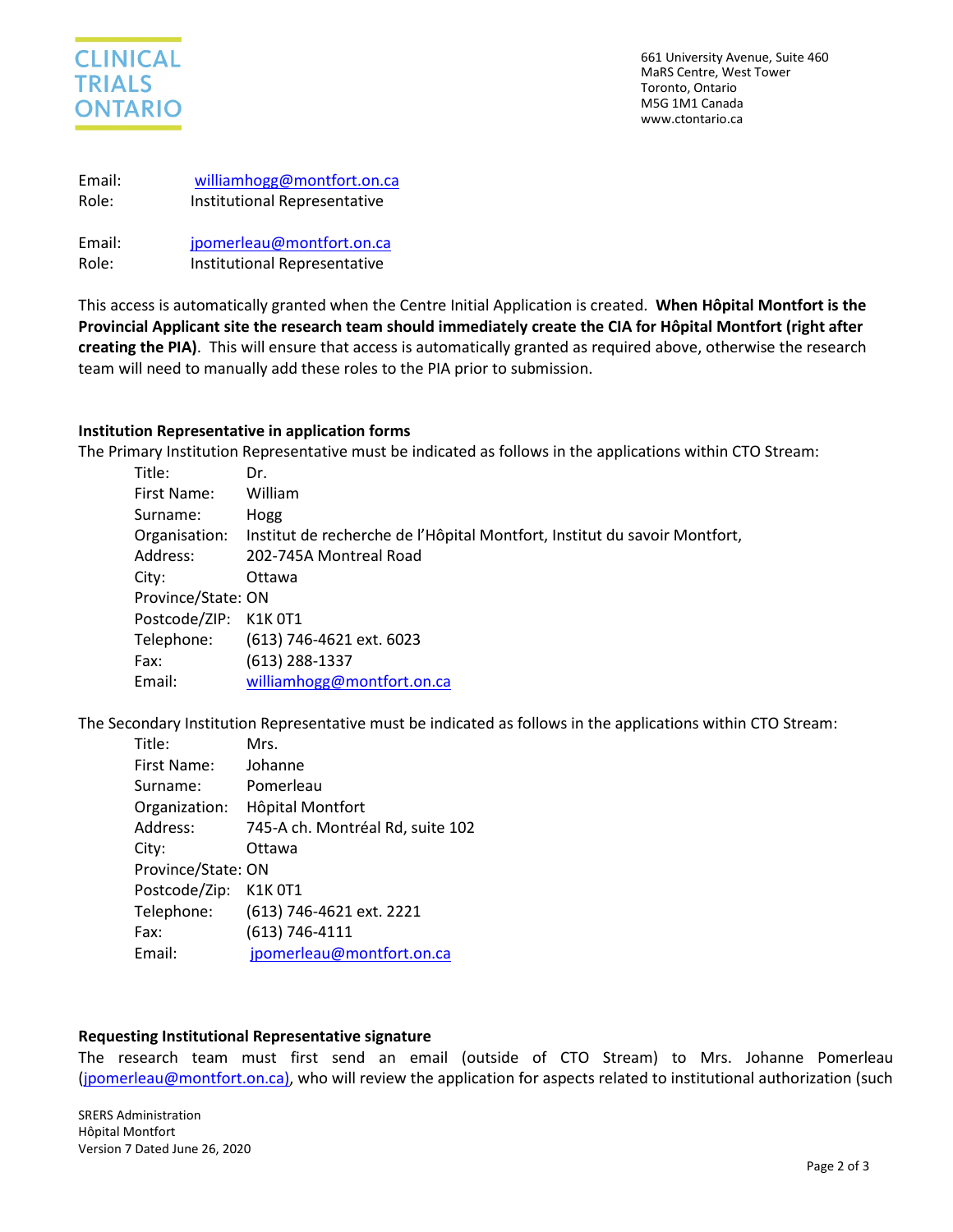Email: williamhogg@montfort.on.ca
Role: Institutional Representative

Email: jpomerleau@montfort.on.ca
Role: Institutional Representative

This access is automatically granted when the Centre Initial Application is created. **When Hôpital Montfort is the Provincial Applicant site the research team should immediately create the CIA for Hôpital Montfort (right after creating the PIA)**. This will ensure that access is automatically granted as required above, otherwise the research team will need to manually add these roles to the PIA prior to submission.

**Institution Representative in application forms**

The Primary Institution Representative must be indicated as follows in the applications within CTO Stream:

Title: Dr.
First Name: William
Surname: Hogg
Organisation: Institut de recherche de l'Hôpital Montfort, Institut du savoir Montfort,
Address: 202-745A Montreal Road
City: Ottawa
Province/State: ON
Postcode/ZIP: K1K 0T1
Telephone: (613) 746-4621 ext. 6023
Fax: (613) 288-1337
Email: williamhogg@montfort.on.ca

The Secondary Institution Representative must be indicated as follows in the applications within CTO Stream:

Title: Mrs.
First Name: Johanne
Surname: Pomerleau
Organization: Hôpital Montfort
Address: 745-A ch. Montréal Rd, suite 102
City: Ottawa
Province/State: ON
Postcode/Zip: K1K 0T1
Telephone: (613) 746-4621 ext. 2221
Fax: (613) 746-4111
Email: jpomerleau@montfort.on.ca

**Requesting Institutional Representative signature**

The research team must first send an email (outside of CTO Stream) to Mrs. Johanne Pomerleau (jpomerleau@montfort.on.ca), who will review the application for aspects related to institutional authorization (such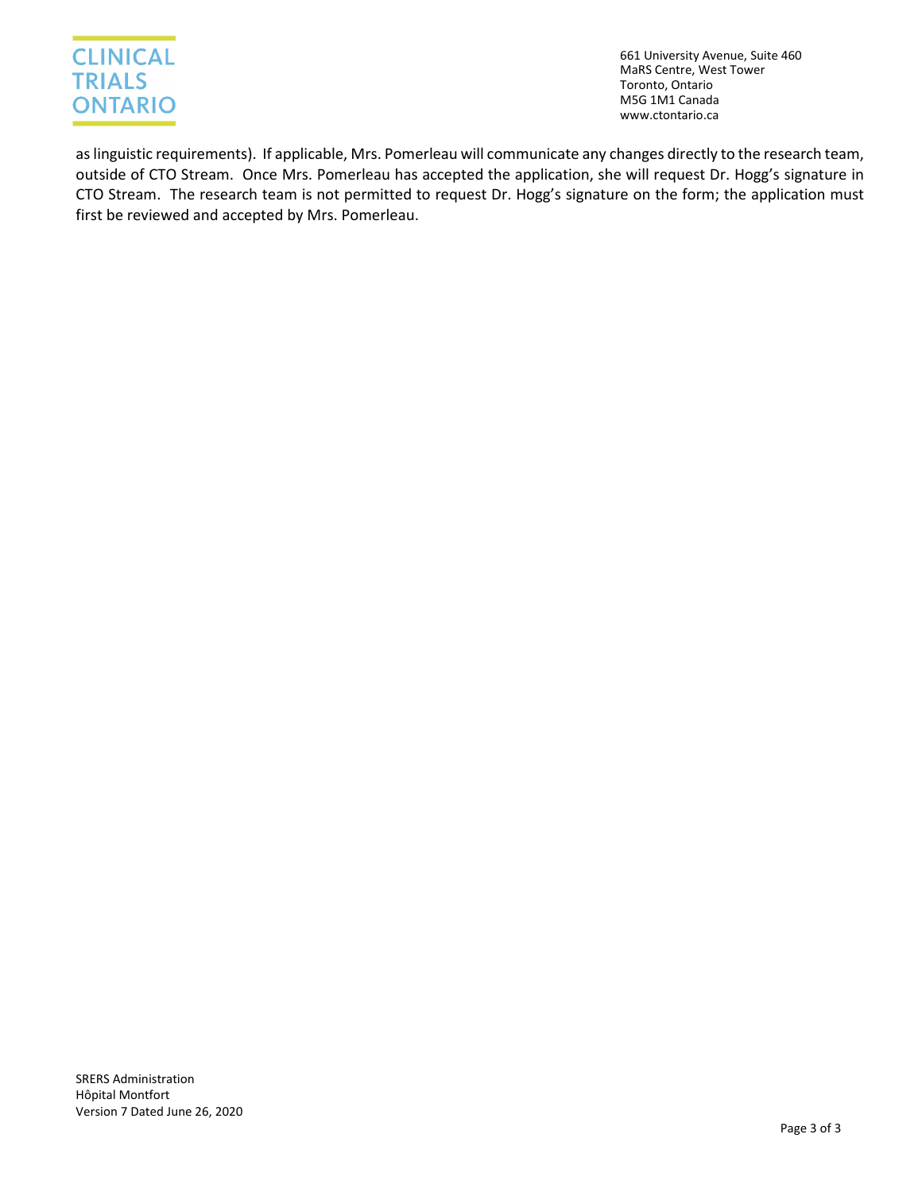as linguistic requirements). If applicable, Mrs. Pomerleau will communicate any changes directly to the research team, outside of CTO Stream. Once Mrs. Pomerleau has accepted the application, she will request Dr. Hogg's signature in CTO Stream. The research team is not permitted to request Dr. Hogg's signature on the form; the application must first be reviewed and accepted by Mrs. Pomerleau.